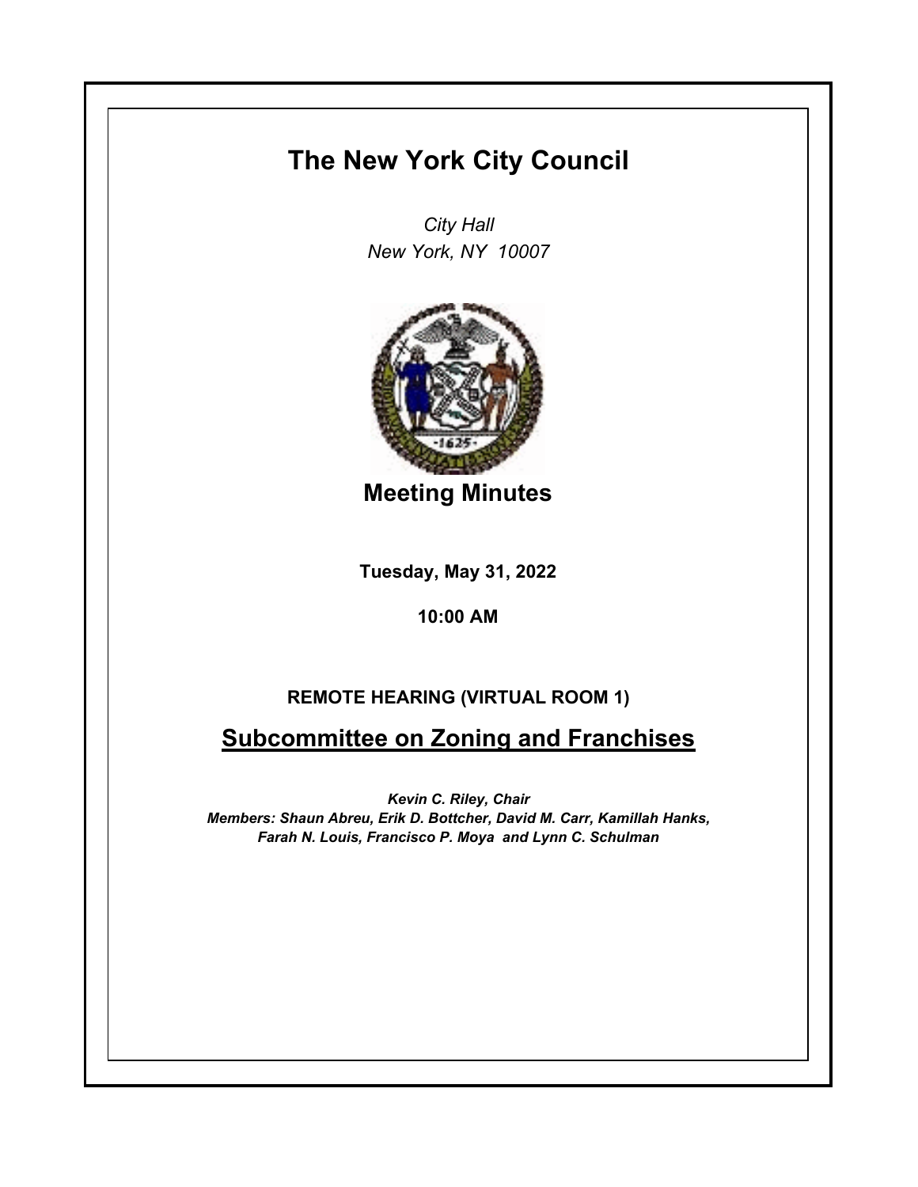# The New York City Council

*City Hall*
*New York, NY 10007*

## Meeting Minutes

**Tuesday, May 31, 2022**

**10:00 AM**

**REMOTE HEARING (VIRTUAL ROOM 1)**

## Subcommittee on Zoning and Franchises

***Kevin C. Riley, Chair***
***Members: Shaun Abreu, Erik D. Bottcher, David M. Carr, Kamillah Hanks, Farah N. Louis, Francisco P. Moya and Lynn C. Schulman***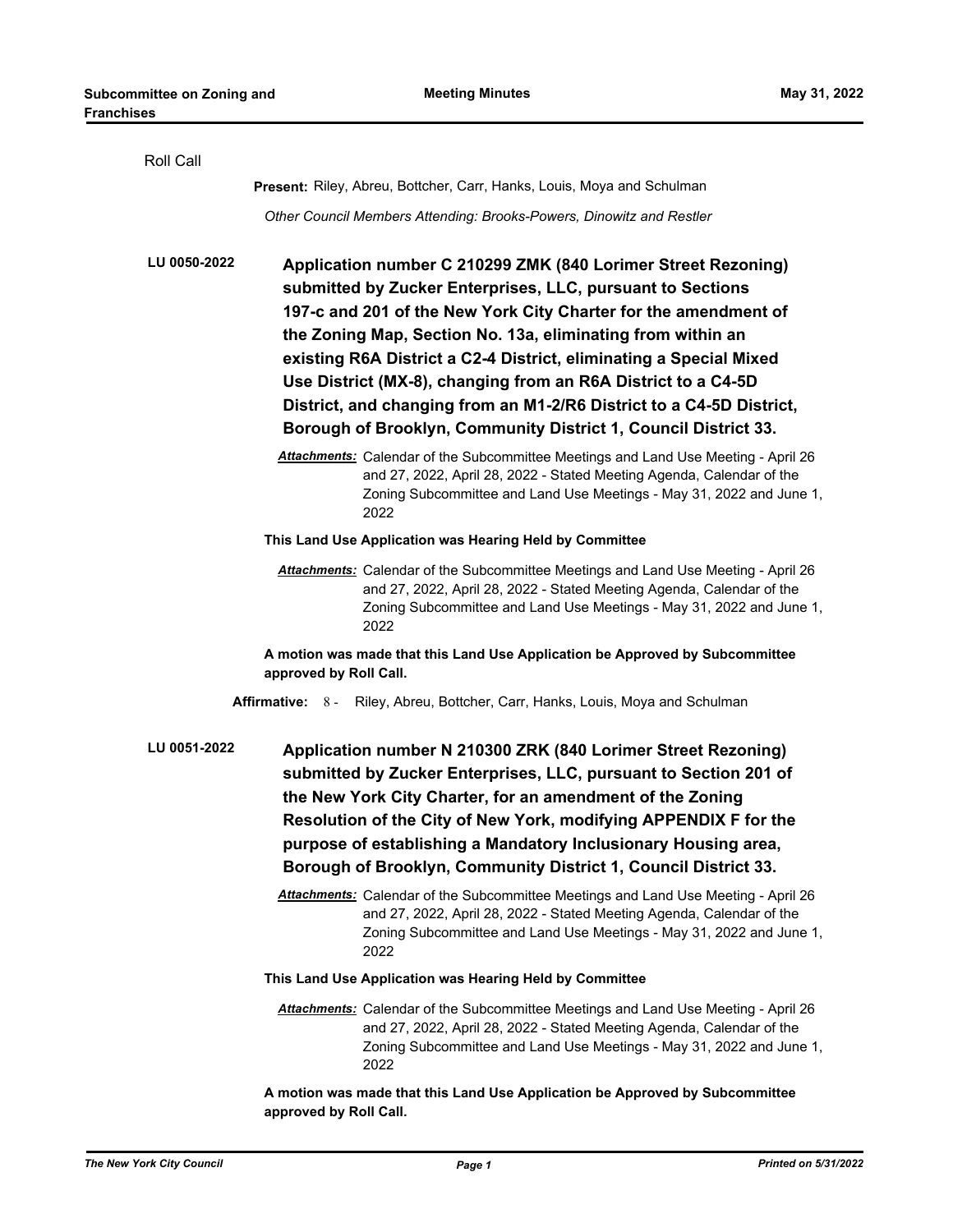Roll Call

**Present:** Riley, Abreu, Bottcher, Carr, Hanks, Louis, Moya and Schulman

*Other Council Members Attending: Brooks-Powers, Dinowitz and Restler*

**LU 0050-2022** **Application number C 210299 ZMK (840 Lorimer Street Rezoning) submitted by Zucker Enterprises, LLC, pursuant to Sections 197-c and 201 of the New York City Charter for the amendment of the Zoning Map, Section No. 13a, eliminating from within an existing R6A District a C2-4 District, eliminating a Special Mixed Use District (MX-8), changing from an R6A District to a C4-5D District, and changing from an M1-2/R6 District to a C4-5D District, Borough of Brooklyn, Community District 1, Council District 33.**

***Attachments:*** Calendar of the Subcommittee Meetings and Land Use Meeting - April 26 and 27, 2022, April 28, 2022 - Stated Meeting Agenda, Calendar of the Zoning Subcommittee and Land Use Meetings - May 31, 2022 and June 1, 2022

**This Land Use Application was Hearing Held by Committee**

***Attachments:*** Calendar of the Subcommittee Meetings and Land Use Meeting - April 26 and 27, 2022, April 28, 2022 - Stated Meeting Agenda, Calendar of the Zoning Subcommittee and Land Use Meetings - May 31, 2022 and June 1, 2022

**A motion was made that this Land Use Application be Approved by Subcommittee approved by Roll Call.**

**Affirmative:** 8 - Riley, Abreu, Bottcher, Carr, Hanks, Louis, Moya and Schulman

**LU 0051-2022** **Application number N 210300 ZRK (840 Lorimer Street Rezoning) submitted by Zucker Enterprises, LLC, pursuant to Section 201 of the New York City Charter, for an amendment of the Zoning Resolution of the City of New York, modifying APPENDIX F for the purpose of establishing a Mandatory Inclusionary Housing area, Borough of Brooklyn, Community District 1, Council District 33.**

***Attachments:*** Calendar of the Subcommittee Meetings and Land Use Meeting - April 26 and 27, 2022, April 28, 2022 - Stated Meeting Agenda, Calendar of the Zoning Subcommittee and Land Use Meetings - May 31, 2022 and June 1, 2022

**This Land Use Application was Hearing Held by Committee**

***Attachments:*** Calendar of the Subcommittee Meetings and Land Use Meeting - April 26 and 27, 2022, April 28, 2022 - Stated Meeting Agenda, Calendar of the Zoning Subcommittee and Land Use Meetings - May 31, 2022 and June 1, 2022

**A motion was made that this Land Use Application be Approved by Subcommittee approved by Roll Call.**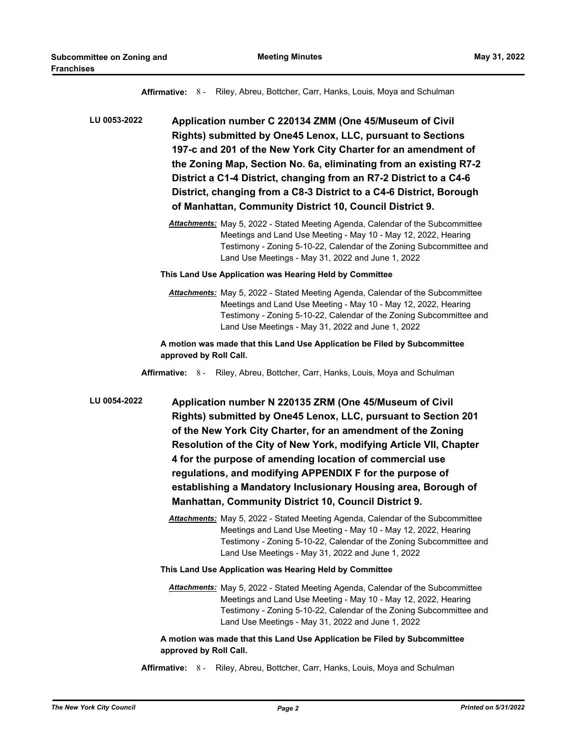**Affirmative:** 8 - Riley, Abreu, Bottcher, Carr, Hanks, Louis, Moya and Schulman

**LU 0053-2022** **Application number C 220134 ZMM (One 45/Museum of Civil Rights) submitted by One45 Lenox, LLC, pursuant to Sections 197-c and 201 of the New York City Charter for an amendment of the Zoning Map, Section No. 6a, eliminating from an existing R7-2 District a C1-4 District, changing from an R7-2 District to a C4-6 District, changing from a C8-3 District to a C4-6 District, Borough of Manhattan, Community District 10, Council District 9.**

***Attachments:*** May 5, 2022 - Stated Meeting Agenda, Calendar of the Subcommittee Meetings and Land Use Meeting - May 10 - May 12, 2022, Hearing Testimony - Zoning 5-10-22, Calendar of the Zoning Subcommittee and Land Use Meetings - May 31, 2022 and June 1, 2022

**This Land Use Application was Hearing Held by Committee**

***Attachments:*** May 5, 2022 - Stated Meeting Agenda, Calendar of the Subcommittee Meetings and Land Use Meeting - May 10 - May 12, 2022, Hearing Testimony - Zoning 5-10-22, Calendar of the Zoning Subcommittee and Land Use Meetings - May 31, 2022 and June 1, 2022

**A motion was made that this Land Use Application be Filed by Subcommittee approved by Roll Call.**

**Affirmative:** 8 - Riley, Abreu, Bottcher, Carr, Hanks, Louis, Moya and Schulman

**LU 0054-2022** **Application number N 220135 ZRM (One 45/Museum of Civil Rights) submitted by One45 Lenox, LLC, pursuant to Section 201 of the New York City Charter, for an amendment of the Zoning Resolution of the City of New York, modifying Article VII, Chapter 4 for the purpose of amending location of commercial use regulations, and modifying APPENDIX F for the purpose of establishing a Mandatory Inclusionary Housing area, Borough of Manhattan, Community District 10, Council District 9.**

***Attachments:*** May 5, 2022 - Stated Meeting Agenda, Calendar of the Subcommittee Meetings and Land Use Meeting - May 10 - May 12, 2022, Hearing Testimony - Zoning 5-10-22, Calendar of the Zoning Subcommittee and Land Use Meetings - May 31, 2022 and June 1, 2022

**This Land Use Application was Hearing Held by Committee**

***Attachments:*** May 5, 2022 - Stated Meeting Agenda, Calendar of the Subcommittee Meetings and Land Use Meeting - May 10 - May 12, 2022, Hearing Testimony - Zoning 5-10-22, Calendar of the Zoning Subcommittee and Land Use Meetings - May 31, 2022 and June 1, 2022

**A motion was made that this Land Use Application be Filed by Subcommittee approved by Roll Call.**

**Affirmative:** 8 - Riley, Abreu, Bottcher, Carr, Hanks, Louis, Moya and Schulman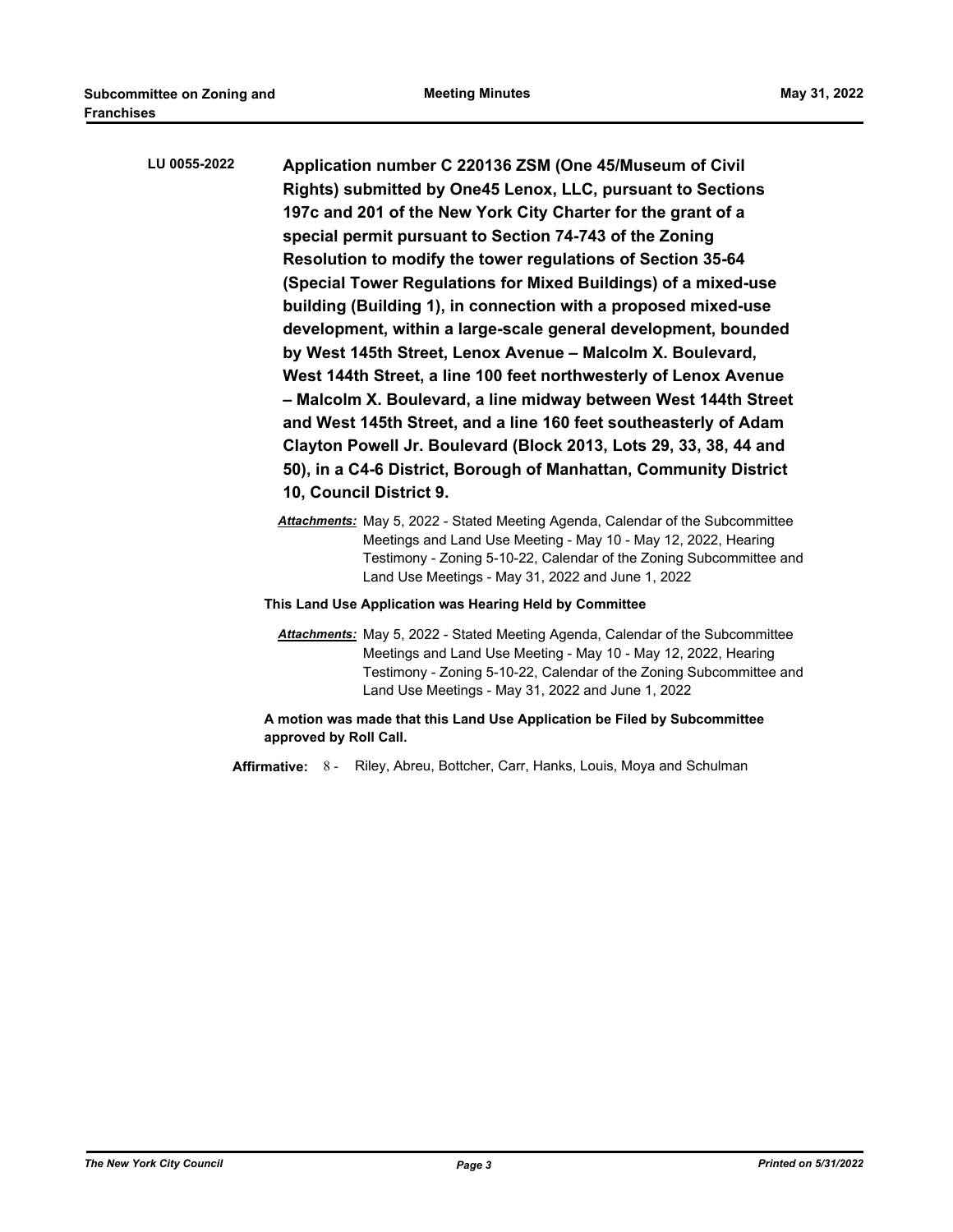**LU 0055-2022** **Application number C 220136 ZSM (One 45/Museum of Civil Rights) submitted by One45 Lenox, LLC, pursuant to Sections 197c and 201 of the New York City Charter for the grant of a special permit pursuant to Section 74-743 of the Zoning Resolution to modify the tower regulations of Section 35-64 (Special Tower Regulations for Mixed Buildings) of a mixed-use building (Building 1), in connection with a proposed mixed-use development, within a large-scale general development, bounded by West 145th Street, Lenox Avenue – Malcolm X. Boulevard, West 144th Street, a line 100 feet northwesterly of Lenox Avenue – Malcolm X. Boulevard, a line midway between West 144th Street and West 145th Street, and a line 160 feet southeasterly of Adam Clayton Powell Jr. Boulevard (Block 2013, Lots 29, 33, 38, 44 and 50), in a C4-6 District, Borough of Manhattan, Community District 10, Council District 9.**

***Attachments:*** May 5, 2022 - Stated Meeting Agenda, Calendar of the Subcommittee Meetings and Land Use Meeting - May 10 - May 12, 2022, Hearing Testimony - Zoning 5-10-22, Calendar of the Zoning Subcommittee and Land Use Meetings - May 31, 2022 and June 1, 2022

**This Land Use Application was Hearing Held by Committee**

***Attachments:*** May 5, 2022 - Stated Meeting Agenda, Calendar of the Subcommittee Meetings and Land Use Meeting - May 10 - May 12, 2022, Hearing Testimony - Zoning 5-10-22, Calendar of the Zoning Subcommittee and Land Use Meetings - May 31, 2022 and June 1, 2022

**A motion was made that this Land Use Application be Filed by Subcommittee approved by Roll Call.**

**Affirmative:** 8 - Riley, Abreu, Bottcher, Carr, Hanks, Louis, Moya and Schulman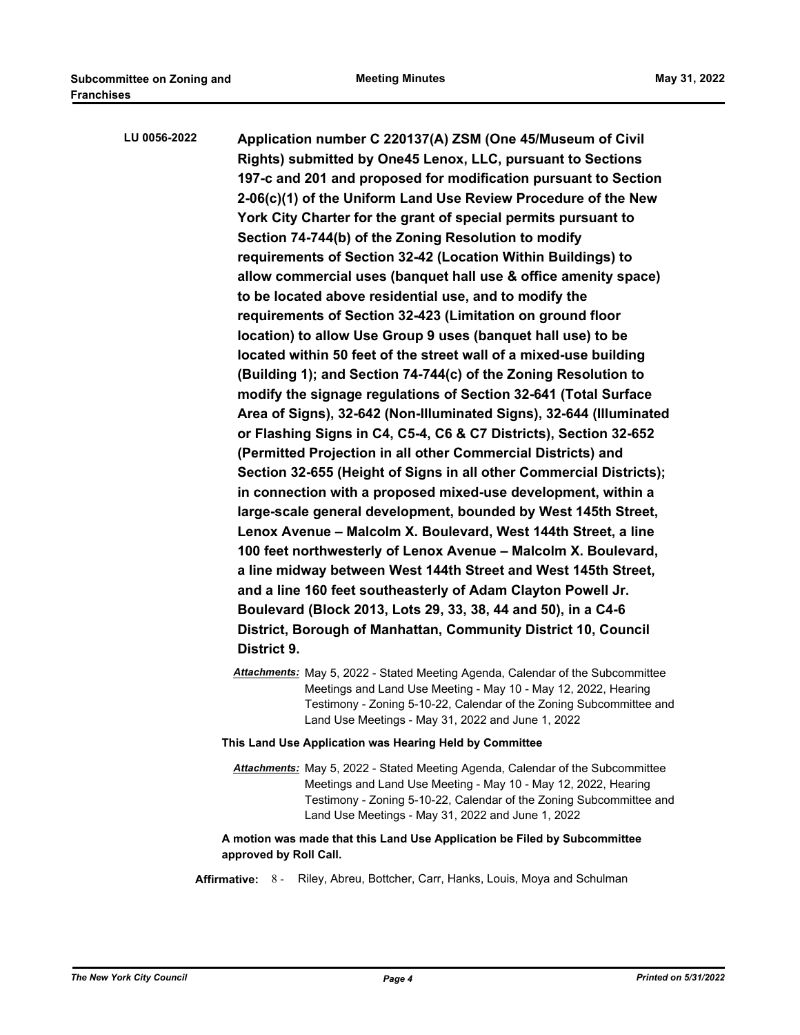**LU 0056-2022** **Application number C 220137(A) ZSM (One 45/Museum of Civil Rights) submitted by One45 Lenox, LLC, pursuant to Sections 197-c and 201 and proposed for modification pursuant to Section 2-06(c)(1) of the Uniform Land Use Review Procedure of the New York City Charter for the grant of special permits pursuant to Section 74-744(b) of the Zoning Resolution to modify requirements of Section 32-42 (Location Within Buildings) to allow commercial uses (banquet hall use & office amenity space) to be located above residential use, and to modify the requirements of Section 32-423 (Limitation on ground floor location) to allow Use Group 9 uses (banquet hall use) to be located within 50 feet of the street wall of a mixed-use building (Building 1); and Section 74-744(c) of the Zoning Resolution to modify the signage regulations of Section 32-641 (Total Surface Area of Signs), 32-642 (Non-Illuminated Signs), 32-644 (Illuminated or Flashing Signs in C4, C5-4, C6 & C7 Districts), Section 32-652 (Permitted Projection in all other Commercial Districts) and Section 32-655 (Height of Signs in all other Commercial Districts); in connection with a proposed mixed-use development, within a large-scale general development, bounded by West 145th Street, Lenox Avenue – Malcolm X. Boulevard, West 144th Street, a line 100 feet northwesterly of Lenox Avenue – Malcolm X. Boulevard, a line midway between West 144th Street and West 145th Street, and a line 160 feet southeasterly of Adam Clayton Powell Jr. Boulevard (Block 2013, Lots 29, 33, 38, 44 and 50), in a C4-6 District, Borough of Manhattan, Community District 10, Council District 9.**

***Attachments:*** May 5, 2022 - Stated Meeting Agenda, Calendar of the Subcommittee Meetings and Land Use Meeting - May 10 - May 12, 2022, Hearing Testimony - Zoning 5-10-22, Calendar of the Zoning Subcommittee and Land Use Meetings - May 31, 2022 and June 1, 2022

**This Land Use Application was Hearing Held by Committee**

***Attachments:*** May 5, 2022 - Stated Meeting Agenda, Calendar of the Subcommittee Meetings and Land Use Meeting - May 10 - May 12, 2022, Hearing Testimony - Zoning 5-10-22, Calendar of the Zoning Subcommittee and Land Use Meetings - May 31, 2022 and June 1, 2022

**A motion was made that this Land Use Application be Filed by Subcommittee approved by Roll Call.**

**Affirmative:** 8 - Riley, Abreu, Bottcher, Carr, Hanks, Louis, Moya and Schulman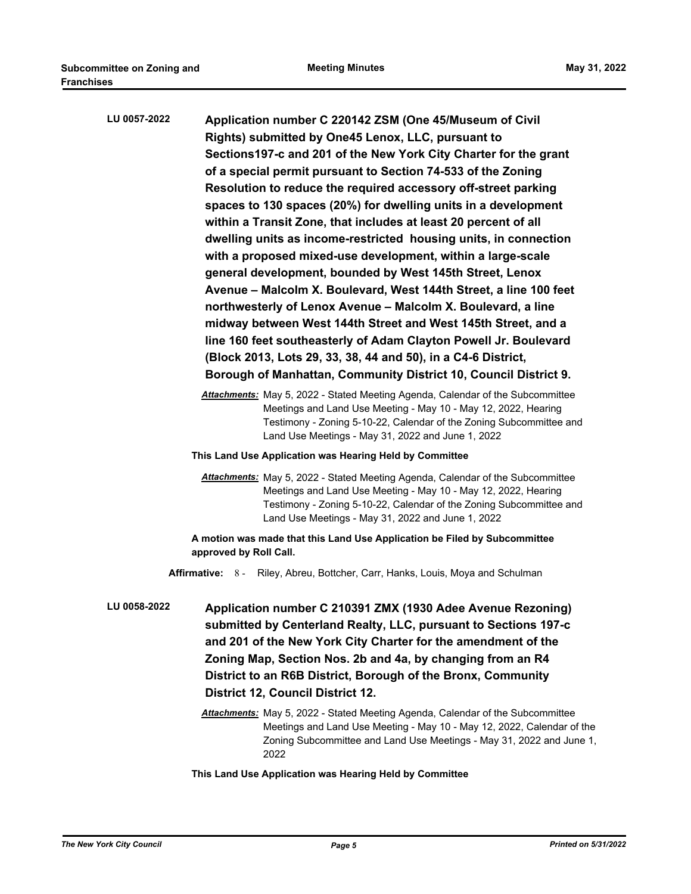**LU 0057-2022** **Application number C 220142 ZSM (One 45/Museum of Civil Rights) submitted by One45 Lenox, LLC, pursuant to Sections197-c and 201 of the New York City Charter for the grant of a special permit pursuant to Section 74-533 of the Zoning Resolution to reduce the required accessory off-street parking spaces to 130 spaces (20%) for dwelling units in a development within a Transit Zone, that includes at least 20 percent of all dwelling units as income-restricted housing units, in connection with a proposed mixed-use development, within a large-scale general development, bounded by West 145th Street, Lenox Avenue – Malcolm X. Boulevard, West 144th Street, a line 100 feet northwesterly of Lenox Avenue – Malcolm X. Boulevard, a line midway between West 144th Street and West 145th Street, and a line 160 feet southeasterly of Adam Clayton Powell Jr. Boulevard (Block 2013, Lots 29, 33, 38, 44 and 50), in a C4-6 District, Borough of Manhattan, Community District 10, Council District 9.**

***Attachments:*** May 5, 2022 - Stated Meeting Agenda, Calendar of the Subcommittee Meetings and Land Use Meeting - May 10 - May 12, 2022, Hearing Testimony - Zoning 5-10-22, Calendar of the Zoning Subcommittee and Land Use Meetings - May 31, 2022 and June 1, 2022

**This Land Use Application was Hearing Held by Committee**

***Attachments:*** May 5, 2022 - Stated Meeting Agenda, Calendar of the Subcommittee Meetings and Land Use Meeting - May 10 - May 12, 2022, Hearing Testimony - Zoning 5-10-22, Calendar of the Zoning Subcommittee and Land Use Meetings - May 31, 2022 and June 1, 2022

**A motion was made that this Land Use Application be Filed by Subcommittee approved by Roll Call.**

**Affirmative:** 8 - Riley, Abreu, Bottcher, Carr, Hanks, Louis, Moya and Schulman

**LU 0058-2022** **Application number C 210391 ZMX (1930 Adee Avenue Rezoning) submitted by Centerland Realty, LLC, pursuant to Sections 197-c and 201 of the New York City Charter for the amendment of the Zoning Map, Section Nos. 2b and 4a, by changing from an R4 District to an R6B District, Borough of the Bronx, Community District 12, Council District 12.**

***Attachments:*** May 5, 2022 - Stated Meeting Agenda, Calendar of the Subcommittee Meetings and Land Use Meeting - May 10 - May 12, 2022, Calendar of the Zoning Subcommittee and Land Use Meetings - May 31, 2022 and June 1, 2022

**This Land Use Application was Hearing Held by Committee**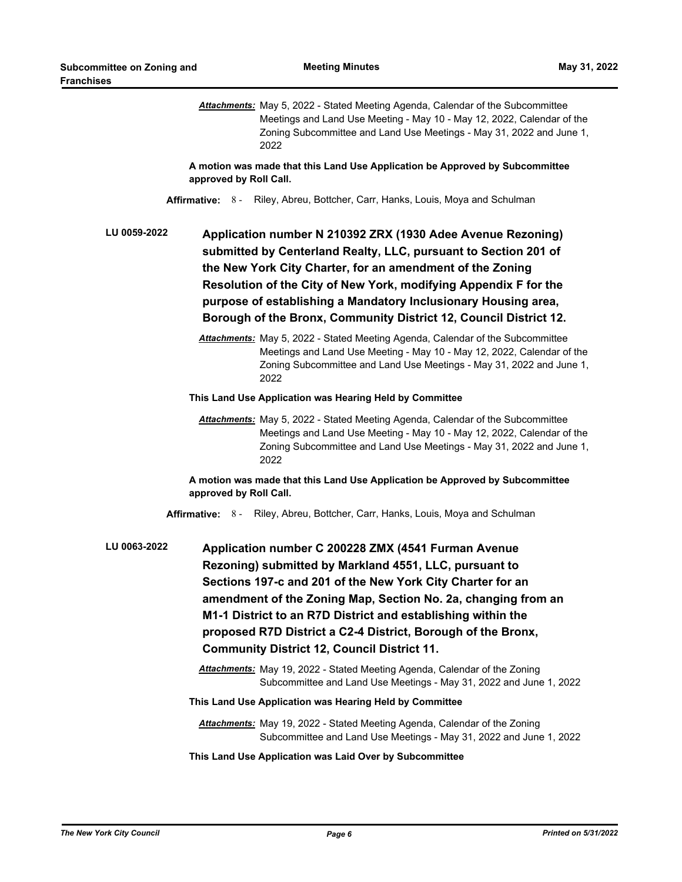***Attachments:*** May 5, 2022 - Stated Meeting Agenda, Calendar of the Subcommittee Meetings and Land Use Meeting - May 10 - May 12, 2022, Calendar of the Zoning Subcommittee and Land Use Meetings - May 31, 2022 and June 1, 2022

**A motion was made that this Land Use Application be Approved by Subcommittee approved by Roll Call.**

**Affirmative:** 8 - Riley, Abreu, Bottcher, Carr, Hanks, Louis, Moya and Schulman

**LU 0059-2022** **Application number N 210392 ZRX (1930 Adee Avenue Rezoning) submitted by Centerland Realty, LLC, pursuant to Section 201 of the New York City Charter, for an amendment of the Zoning Resolution of the City of New York, modifying Appendix F for the purpose of establishing a Mandatory Inclusionary Housing area, Borough of the Bronx, Community District 12, Council District 12.**

***Attachments:*** May 5, 2022 - Stated Meeting Agenda, Calendar of the Subcommittee Meetings and Land Use Meeting - May 10 - May 12, 2022, Calendar of the Zoning Subcommittee and Land Use Meetings - May 31, 2022 and June 1, 2022

**This Land Use Application was Hearing Held by Committee**

***Attachments:*** May 5, 2022 - Stated Meeting Agenda, Calendar of the Subcommittee Meetings and Land Use Meeting - May 10 - May 12, 2022, Calendar of the Zoning Subcommittee and Land Use Meetings - May 31, 2022 and June 1, 2022

**A motion was made that this Land Use Application be Approved by Subcommittee approved by Roll Call.**

**Affirmative:** 8 - Riley, Abreu, Bottcher, Carr, Hanks, Louis, Moya and Schulman

**LU 0063-2022** **Application number C 200228 ZMX (4541 Furman Avenue Rezoning) submitted by Markland 4551, LLC, pursuant to Sections 197-c and 201 of the New York City Charter for an amendment of the Zoning Map, Section No. 2a, changing from an M1-1 District to an R7D District and establishing within the proposed R7D District a C2-4 District, Borough of the Bronx, Community District 12, Council District 11.**

***Attachments:*** May 19, 2022 - Stated Meeting Agenda, Calendar of the Zoning Subcommittee and Land Use Meetings - May 31, 2022 and June 1, 2022

**This Land Use Application was Hearing Held by Committee**

***Attachments:*** May 19, 2022 - Stated Meeting Agenda, Calendar of the Zoning Subcommittee and Land Use Meetings - May 31, 2022 and June 1, 2022

**This Land Use Application was Laid Over by Subcommittee**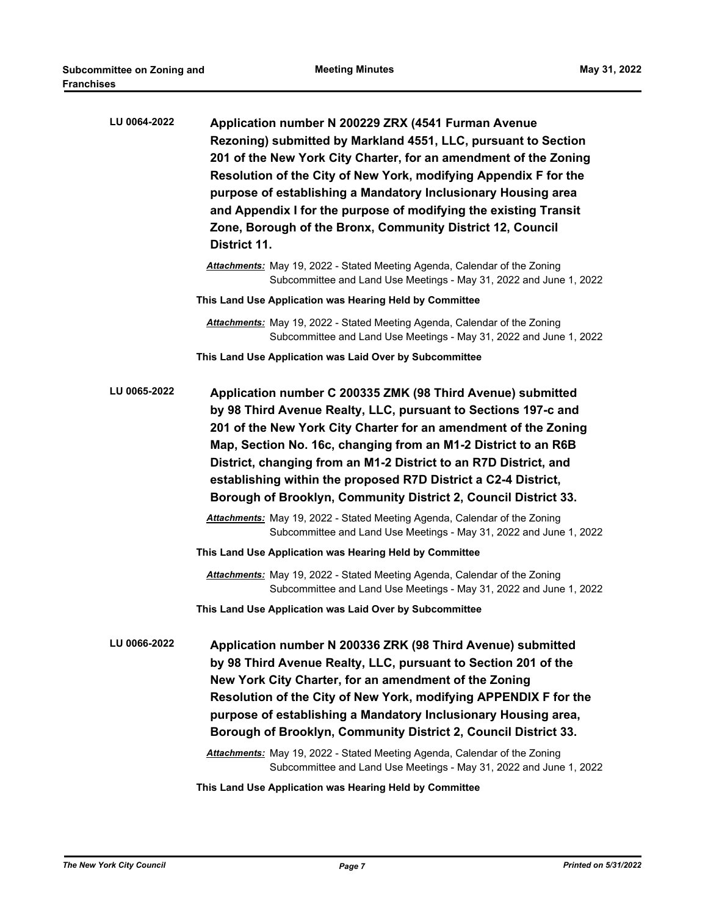**LU 0064-2022** **Application number N 200229 ZRX (4541 Furman Avenue Rezoning) submitted by Markland 4551, LLC, pursuant to Section 201 of the New York City Charter, for an amendment of the Zoning Resolution of the City of New York, modifying Appendix F for the purpose of establishing a Mandatory Inclusionary Housing area and Appendix I for the purpose of modifying the existing Transit Zone, Borough of the Bronx, Community District 12, Council District 11.**

*Attachments:* May 19, 2022 - Stated Meeting Agenda, Calendar of the Zoning Subcommittee and Land Use Meetings - May 31, 2022 and June 1, 2022

**This Land Use Application was Hearing Held by Committee**

*Attachments:* May 19, 2022 - Stated Meeting Agenda, Calendar of the Zoning Subcommittee and Land Use Meetings - May 31, 2022 and June 1, 2022

**This Land Use Application was Laid Over by Subcommittee**

**LU 0065-2022** **Application number C 200335 ZMK (98 Third Avenue) submitted by 98 Third Avenue Realty, LLC, pursuant to Sections 197-c and 201 of the New York City Charter for an amendment of the Zoning Map, Section No. 16c, changing from an M1-2 District to an R6B District, changing from an M1-2 District to an R7D District, and establishing within the proposed R7D District a C2-4 District, Borough of Brooklyn, Community District 2, Council District 33.**

*Attachments:* May 19, 2022 - Stated Meeting Agenda, Calendar of the Zoning Subcommittee and Land Use Meetings - May 31, 2022 and June 1, 2022

**This Land Use Application was Hearing Held by Committee**

*Attachments:* May 19, 2022 - Stated Meeting Agenda, Calendar of the Zoning Subcommittee and Land Use Meetings - May 31, 2022 and June 1, 2022

**This Land Use Application was Laid Over by Subcommittee**

**LU 0066-2022** **Application number N 200336 ZRK (98 Third Avenue) submitted by 98 Third Avenue Realty, LLC, pursuant to Section 201 of the New York City Charter, for an amendment of the Zoning Resolution of the City of New York, modifying APPENDIX F for the purpose of establishing a Mandatory Inclusionary Housing area, Borough of Brooklyn, Community District 2, Council District 33.**

*Attachments:* May 19, 2022 - Stated Meeting Agenda, Calendar of the Zoning Subcommittee and Land Use Meetings - May 31, 2022 and June 1, 2022

**This Land Use Application was Hearing Held by Committee**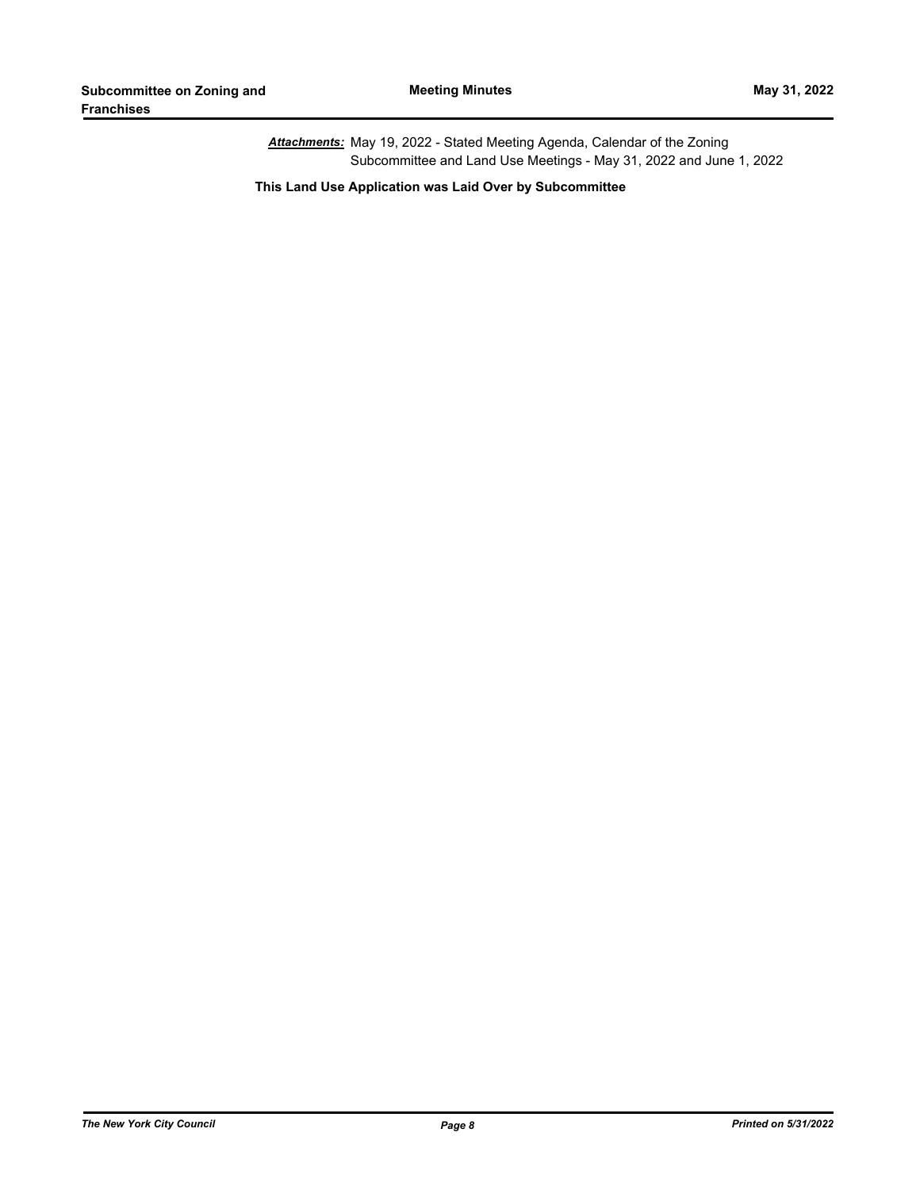***Attachments:*** May 19, 2022 - Stated Meeting Agenda, Calendar of the Zoning Subcommittee and Land Use Meetings - May 31, 2022 and June 1, 2022

**This Land Use Application was Laid Over by Subcommittee**